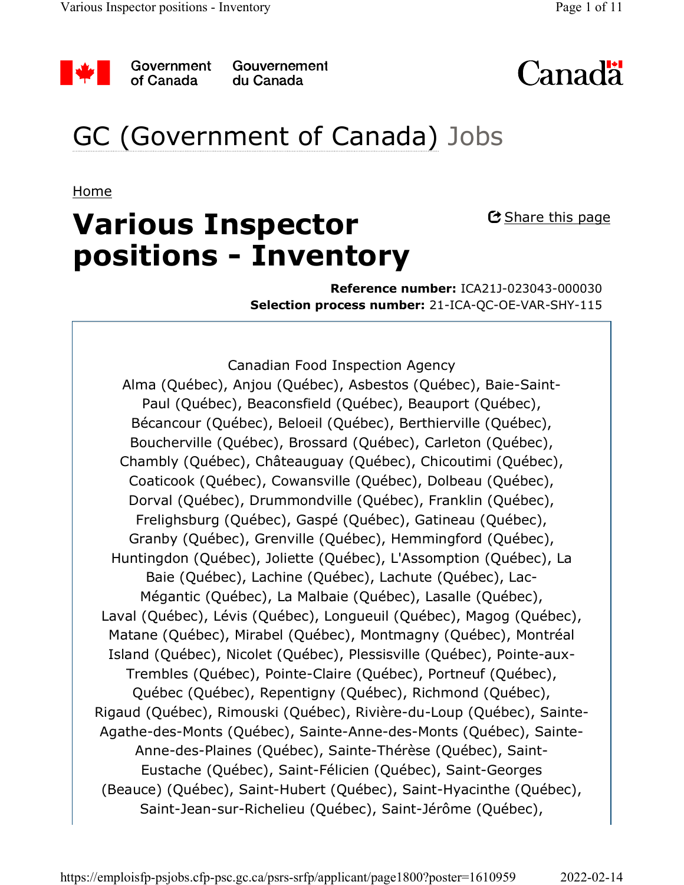Government of Canada / Gouvernement du Canada

# GC (Government of Canada) Jobs

Home

# Various Inspector positions - Inventory

Share this page

**Reference number:** ICA21J-023043-000030
**Selection process number:** 21-ICA-QC-OE-VAR-SHY-115

Canadian Food Inspection Agency
Alma (Québec), Anjou (Québec), Asbestos (Québec), Baie-Saint-Paul (Québec), Beaconsfield (Québec), Beauport (Québec), Bécancour (Québec), Beloeil (Québec), Berthierville (Québec), Boucherville (Québec), Brossard (Québec), Carleton (Québec), Chambly (Québec), Châteauguay (Québec), Chicoutimi (Québec), Coaticook (Québec), Cowansville (Québec), Dolbeau (Québec), Dorval (Québec), Drummondville (Québec), Franklin (Québec), Frelighsburg (Québec), Gaspé (Québec), Gatineau (Québec), Granby (Québec), Grenville (Québec), Hemmingford (Québec), Huntingdon (Québec), Joliette (Québec), L'Assomption (Québec), La Baie (Québec), Lachine (Québec), Lachute (Québec), Lac-Mégantic (Québec), La Malbaie (Québec), Lasalle (Québec), Laval (Québec), Lévis (Québec), Longueuil (Québec), Magog (Québec), Matane (Québec), Mirabel (Québec), Montmagny (Québec), Montréal Island (Québec), Nicolet (Québec), Plessisville (Québec), Pointe-aux-Trembles (Québec), Pointe-Claire (Québec), Portneuf (Québec), Québec (Québec), Repentigny (Québec), Richmond (Québec), Rigaud (Québec), Rimouski (Québec), Rivière-du-Loup (Québec), Sainte-Agathe-des-Monts (Québec), Sainte-Anne-des-Monts (Québec), Sainte-Anne-des-Plaines (Québec), Sainte-Thérèse (Québec), Saint-Eustache (Québec), Saint-Félicien (Québec), Saint-Georges (Beauce) (Québec), Saint-Hubert (Québec), Saint-Hyacinthe (Québec), Saint-Jean-sur-Richelieu (Québec), Saint-Jérôme (Québec),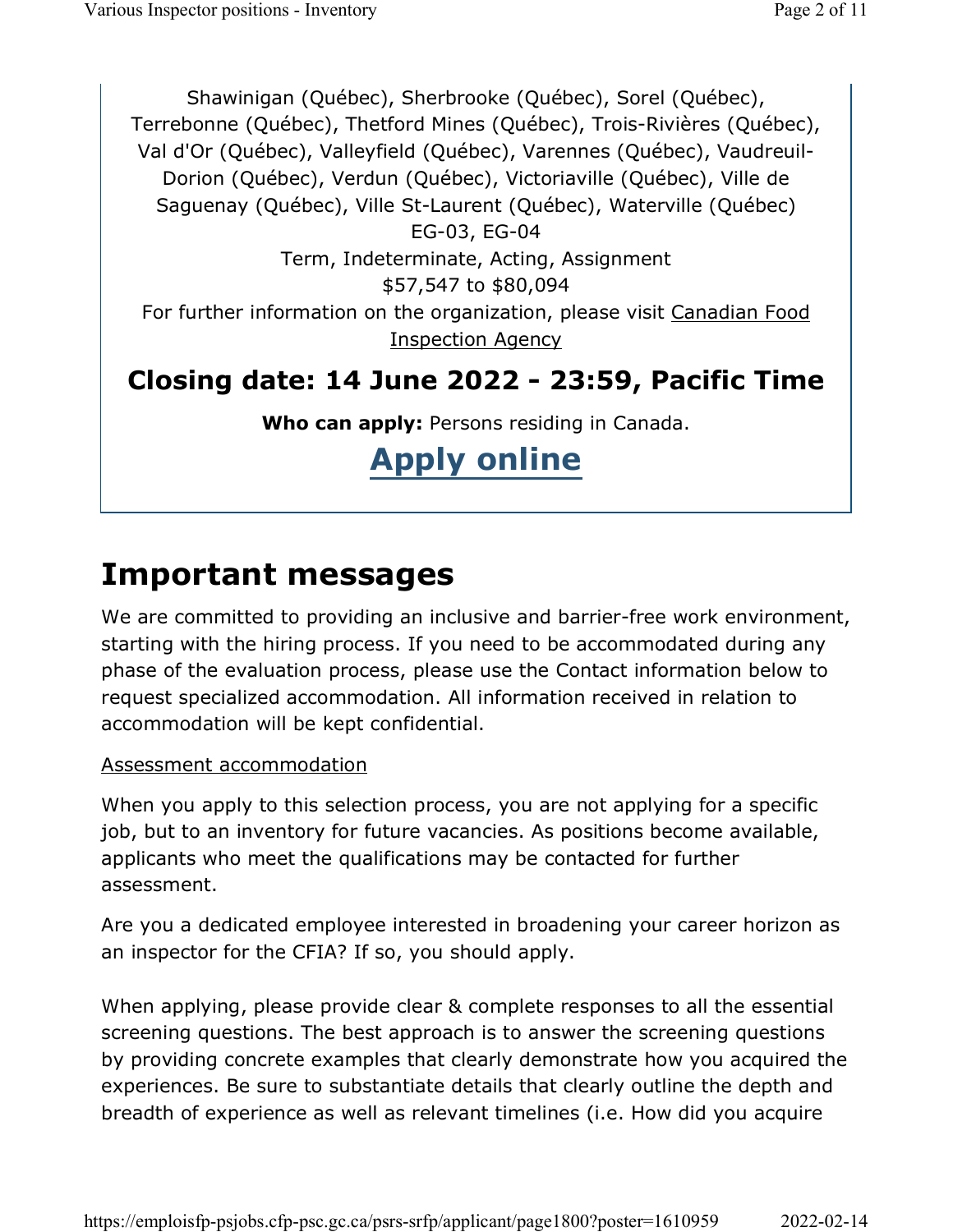Shawinigan (Québec), Sherbrooke (Québec), Sorel (Québec), Terrebonne (Québec), Thetford Mines (Québec), Trois-Rivières (Québec), Val d'Or (Québec), Valleyfield (Québec), Varennes (Québec), Vaudreuil-Dorion (Québec), Verdun (Québec), Victoriaville (Québec), Ville de Saguenay (Québec), Ville St-Laurent (Québec), Waterville (Québec)

EG-03, EG-04

Term, Indeterminate, Acting, Assignment

$57,547 to $80,094

For further information on the organization, please visit Canadian Food Inspection Agency

## Closing date: 14 June 2022 - 23:59, Pacific Time

**Who can apply:** Persons residing in Canada.

## Apply online

# Important messages

We are committed to providing an inclusive and barrier-free work environment, starting with the hiring process. If you need to be accommodated during any phase of the evaluation process, please use the Contact information below to request specialized accommodation. All information received in relation to accommodation will be kept confidential.

Assessment accommodation

When you apply to this selection process, you are not applying for a specific job, but to an inventory for future vacancies. As positions become available, applicants who meet the qualifications may be contacted for further assessment.

Are you a dedicated employee interested in broadening your career horizon as an inspector for the CFIA? If so, you should apply.

When applying, please provide clear & complete responses to all the essential screening questions. The best approach is to answer the screening questions by providing concrete examples that clearly demonstrate how you acquired the experiences. Be sure to substantiate details that clearly outline the depth and breadth of experience as well as relevant timelines (i.e. How did you acquire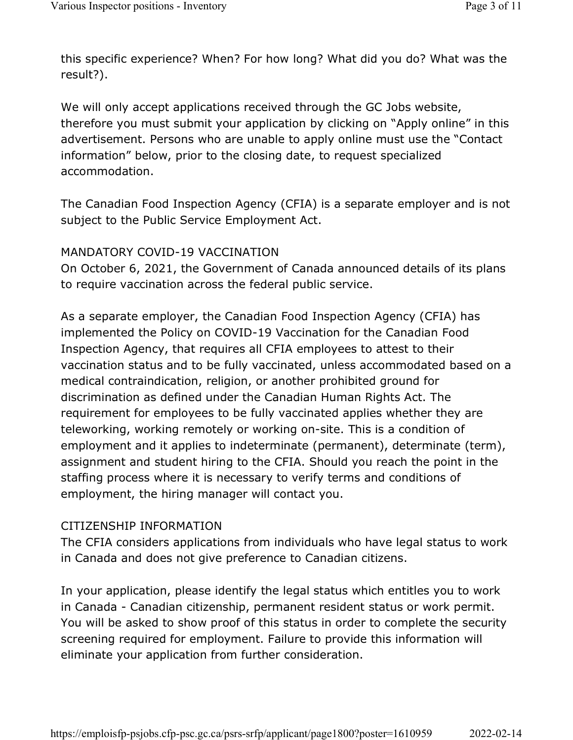this specific experience? When? For how long? What did you do? What was the result?).

We will only accept applications received through the GC Jobs website, therefore you must submit your application by clicking on “Apply online” in this advertisement. Persons who are unable to apply online must use the “Contact information” below, prior to the closing date, to request specialized accommodation.

The Canadian Food Inspection Agency (CFIA) is a separate employer and is not subject to the Public Service Employment Act.

MANDATORY COVID-19 VACCINATION
On October 6, 2021, the Government of Canada announced details of its plans to require vaccination across the federal public service.

As a separate employer, the Canadian Food Inspection Agency (CFIA) has implemented the Policy on COVID-19 Vaccination for the Canadian Food Inspection Agency, that requires all CFIA employees to attest to their vaccination status and to be fully vaccinated, unless accommodated based on a medical contraindication, religion, or another prohibited ground for discrimination as defined under the Canadian Human Rights Act. The requirement for employees to be fully vaccinated applies whether they are teleworking, working remotely or working on-site. This is a condition of employment and it applies to indeterminate (permanent), determinate (term), assignment and student hiring to the CFIA. Should you reach the point in the staffing process where it is necessary to verify terms and conditions of employment, the hiring manager will contact you.

CITIZENSHIP INFORMATION
The CFIA considers applications from individuals who have legal status to work in Canada and does not give preference to Canadian citizens.

In your application, please identify the legal status which entitles you to work in Canada - Canadian citizenship, permanent resident status or work permit. You will be asked to show proof of this status in order to complete the security screening required for employment. Failure to provide this information will eliminate your application from further consideration.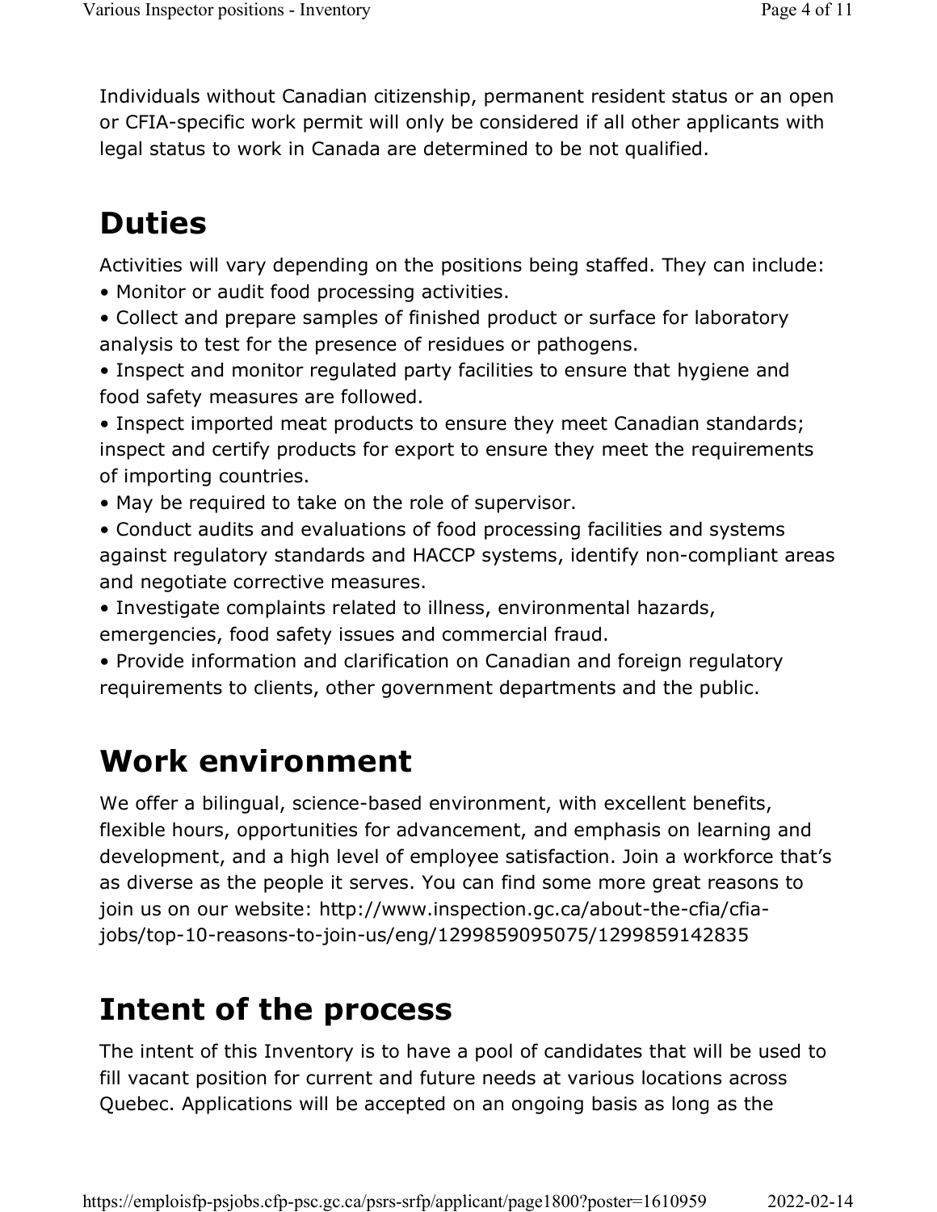Individuals without Canadian citizenship, permanent resident status or an open or CFIA-specific work permit will only be considered if all other applicants with legal status to work in Canada are determined to be not qualified.

## Duties

Activities will vary depending on the positions being staffed. They can include:

- Monitor or audit food processing activities.
- Collect and prepare samples of finished product or surface for laboratory analysis to test for the presence of residues or pathogens.
- Inspect and monitor regulated party facilities to ensure that hygiene and food safety measures are followed.
- Inspect imported meat products to ensure they meet Canadian standards; inspect and certify products for export to ensure they meet the requirements of importing countries.
- May be required to take on the role of supervisor.
- Conduct audits and evaluations of food processing facilities and systems against regulatory standards and HACCP systems, identify non-compliant areas and negotiate corrective measures.
- Investigate complaints related to illness, environmental hazards, emergencies, food safety issues and commercial fraud.
- Provide information and clarification on Canadian and foreign regulatory requirements to clients, other government departments and the public.

## Work environment

We offer a bilingual, science-based environment, with excellent benefits, flexible hours, opportunities for advancement, and emphasis on learning and development, and a high level of employee satisfaction. Join a workforce that's as diverse as the people it serves. You can find some more great reasons to join us on our website: http://www.inspection.gc.ca/about-the-cfia/cfia-jobs/top-10-reasons-to-join-us/eng/1299859095075/1299859142835

## Intent of the process

The intent of this Inventory is to have a pool of candidates that will be used to fill vacant position for current and future needs at various locations across Quebec. Applications will be accepted on an ongoing basis as long as the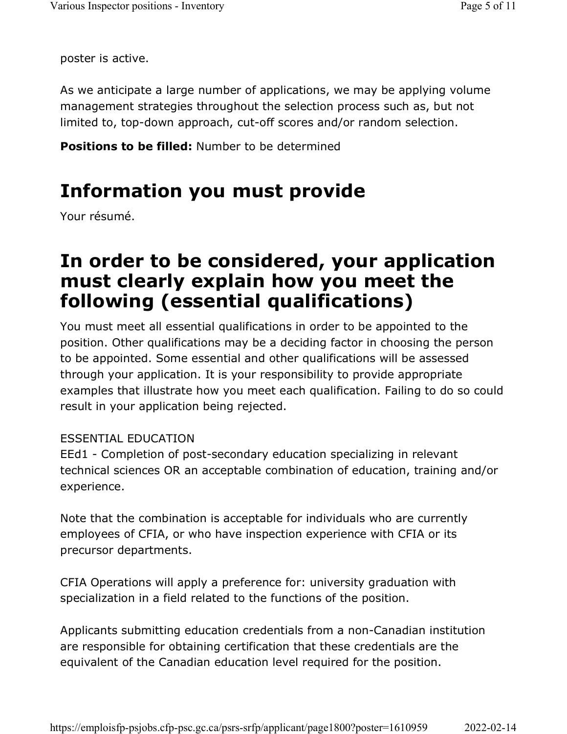poster is active.

As we anticipate a large number of applications, we may be applying volume management strategies throughout the selection process such as, but not limited to, top-down approach, cut-off scores and/or random selection.

**Positions to be filled:** Number to be determined

# Information you must provide

Your résumé.

# In order to be considered, your application must clearly explain how you meet the following (essential qualifications)

You must meet all essential qualifications in order to be appointed to the position. Other qualifications may be a deciding factor in choosing the person to be appointed. Some essential and other qualifications will be assessed through your application. It is your responsibility to provide appropriate examples that illustrate how you meet each qualification. Failing to do so could result in your application being rejected.

ESSENTIAL EDUCATION
EEd1 - Completion of post-secondary education specializing in relevant technical sciences OR an acceptable combination of education, training and/or experience.

Note that the combination is acceptable for individuals who are currently employees of CFIA, or who have inspection experience with CFIA or its precursor departments.

CFIA Operations will apply a preference for: university graduation with specialization in a field related to the functions of the position.

Applicants submitting education credentials from a non-Canadian institution are responsible for obtaining certification that these credentials are the equivalent of the Canadian education level required for the position.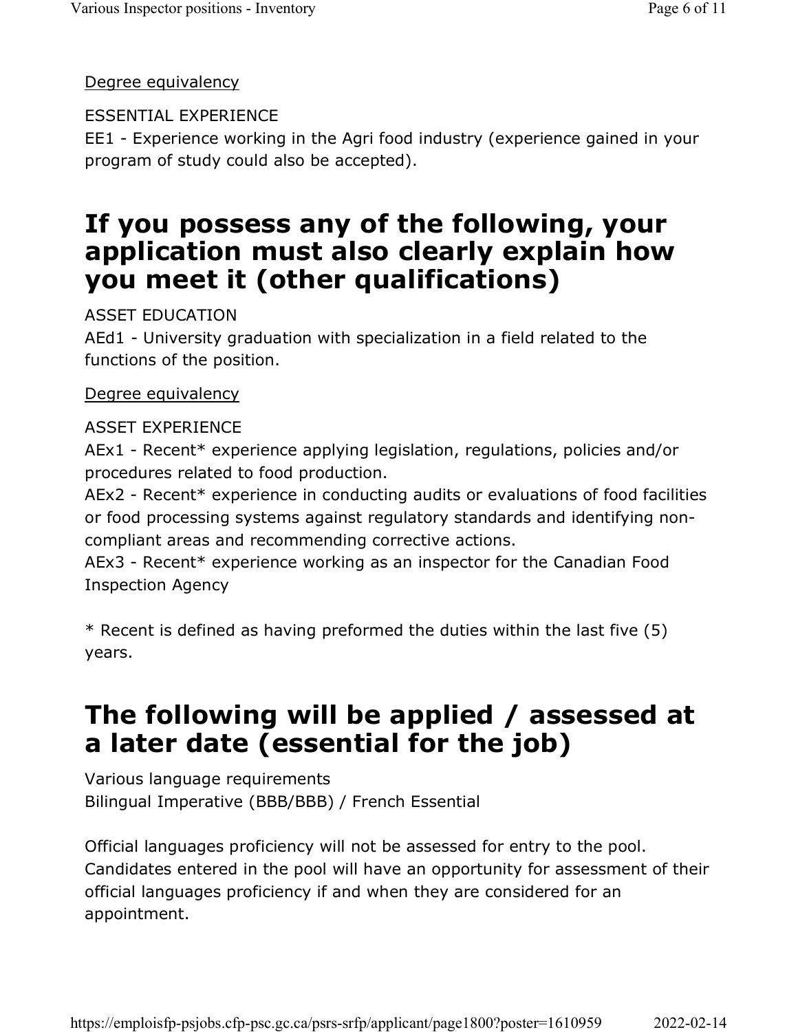Degree equivalency

ESSENTIAL EXPERIENCE
EE1 - Experience working in the Agri food industry (experience gained in your program of study could also be accepted).

## If you possess any of the following, your application must also clearly explain how you meet it (other qualifications)

ASSET EDUCATION
AEd1 - University graduation with specialization in a field related to the functions of the position.

Degree equivalency

ASSET EXPERIENCE
AEx1 - Recent* experience applying legislation, regulations, policies and/or procedures related to food production.
AEx2 - Recent* experience in conducting audits or evaluations of food facilities or food processing systems against regulatory standards and identifying non-compliant areas and recommending corrective actions.
AEx3 - Recent* experience working as an inspector for the Canadian Food Inspection Agency

* Recent is defined as having preformed the duties within the last five (5) years.

## The following will be applied / assessed at a later date (essential for the job)

Various language requirements
Bilingual Imperative (BBB/BBB) / French Essential

Official languages proficiency will not be assessed for entry to the pool. Candidates entered in the pool will have an opportunity for assessment of their official languages proficiency if and when they are considered for an appointment.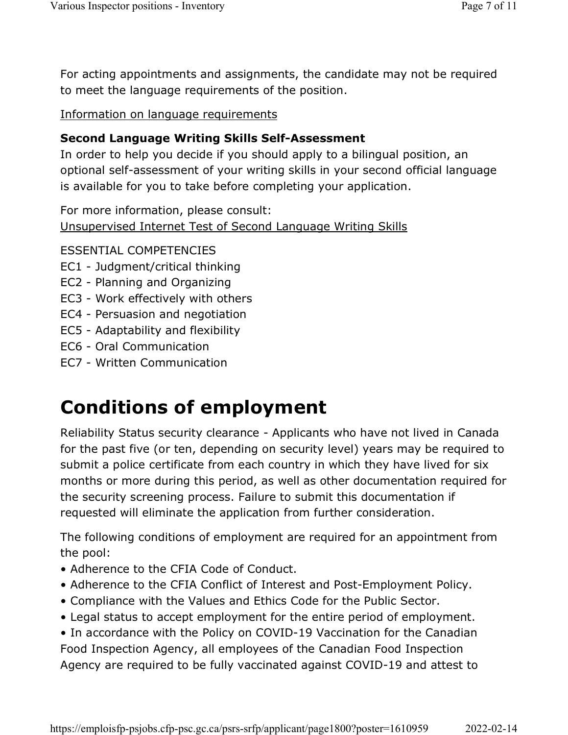For acting appointments and assignments, the candidate may not be required to meet the language requirements of the position.

Information on language requirements

**Second Language Writing Skills Self-Assessment**
In order to help you decide if you should apply to a bilingual position, an optional self-assessment of your writing skills in your second official language is available for you to take before completing your application.

For more information, please consult:
Unsupervised Internet Test of Second Language Writing Skills

ESSENTIAL COMPETENCIES
EC1 - Judgment/critical thinking
EC2 - Planning and Organizing
EC3 - Work effectively with others
EC4 - Persuasion and negotiation
EC5 - Adaptability and flexibility
EC6 - Oral Communication
EC7 - Written Communication

# Conditions of employment

Reliability Status security clearance - Applicants who have not lived in Canada for the past five (or ten, depending on security level) years may be required to submit a police certificate from each country in which they have lived for six months or more during this period, as well as other documentation required for the security screening process. Failure to submit this documentation if requested will eliminate the application from further consideration.

The following conditions of employment are required for an appointment from the pool:
• Adherence to the CFIA Code of Conduct.
• Adherence to the CFIA Conflict of Interest and Post-Employment Policy.
• Compliance with the Values and Ethics Code for the Public Sector.
• Legal status to accept employment for the entire period of employment.
• In accordance with the Policy on COVID-19 Vaccination for the Canadian Food Inspection Agency, all employees of the Canadian Food Inspection Agency are required to be fully vaccinated against COVID-19 and attest to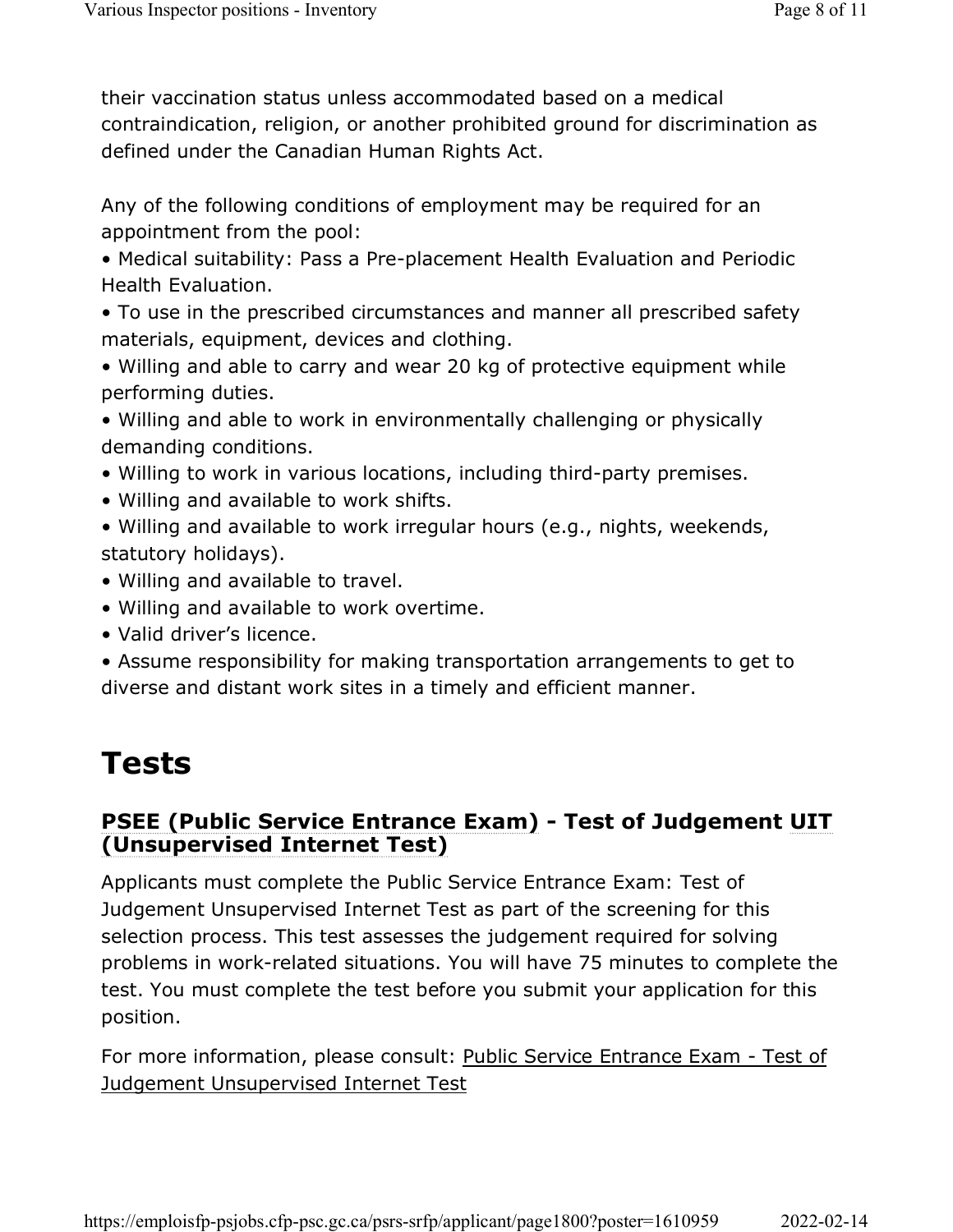their vaccination status unless accommodated based on a medical contraindication, religion, or another prohibited ground for discrimination as defined under the Canadian Human Rights Act.

Any of the following conditions of employment may be required for an appointment from the pool:

- Medical suitability: Pass a Pre-placement Health Evaluation and Periodic Health Evaluation.
- To use in the prescribed circumstances and manner all prescribed safety materials, equipment, devices and clothing.
- Willing and able to carry and wear 20 kg of protective equipment while performing duties.
- Willing and able to work in environmentally challenging or physically demanding conditions.
- Willing to work in various locations, including third-party premises.
- Willing and available to work shifts.
- Willing and available to work irregular hours (e.g., nights, weekends, statutory holidays).
- Willing and available to travel.
- Willing and available to work overtime.
- Valid driver's licence.
- Assume responsibility for making transportation arrangements to get to diverse and distant work sites in a timely and efficient manner.

# Tests

## PSEE (Public Service Entrance Exam) - Test of Judgement UIT (Unsupervised Internet Test)

Applicants must complete the Public Service Entrance Exam: Test of Judgement Unsupervised Internet Test as part of the screening for this selection process. This test assesses the judgement required for solving problems in work-related situations. You will have 75 minutes to complete the test. You must complete the test before you submit your application for this position.

For more information, please consult: Public Service Entrance Exam - Test of Judgement Unsupervised Internet Test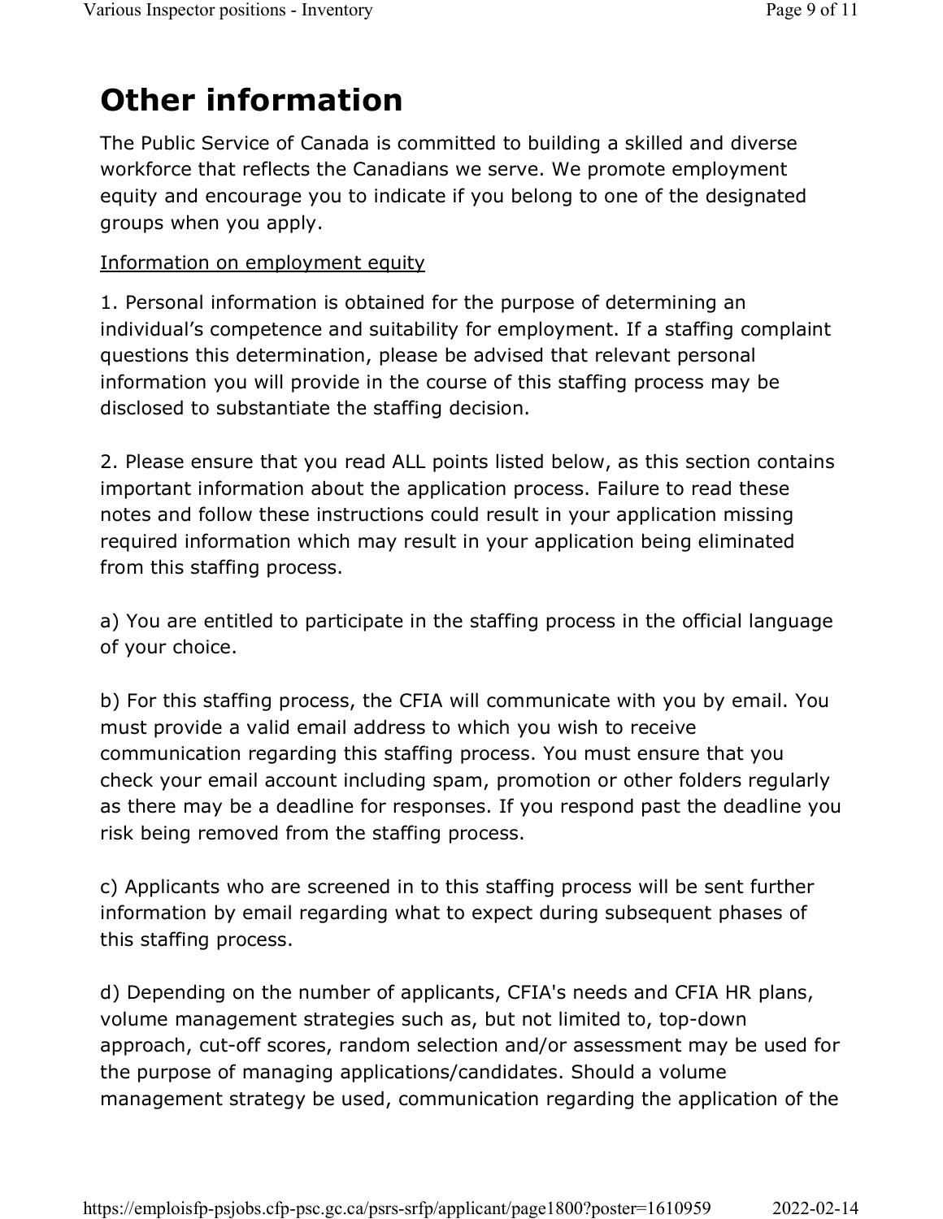# Other information

The Public Service of Canada is committed to building a skilled and diverse workforce that reflects the Canadians we serve. We promote employment equity and encourage you to indicate if you belong to one of the designated groups when you apply.

Information on employment equity

1. Personal information is obtained for the purpose of determining an individual’s competence and suitability for employment. If a staffing complaint questions this determination, please be advised that relevant personal information you will provide in the course of this staffing process may be disclosed to substantiate the staffing decision.

2. Please ensure that you read ALL points listed below, as this section contains important information about the application process. Failure to read these notes and follow these instructions could result in your application missing required information which may result in your application being eliminated from this staffing process.

a) You are entitled to participate in the staffing process in the official language of your choice.

b) For this staffing process, the CFIA will communicate with you by email. You must provide a valid email address to which you wish to receive communication regarding this staffing process. You must ensure that you check your email account including spam, promotion or other folders regularly as there may be a deadline for responses. If you respond past the deadline you risk being removed from the staffing process.

c) Applicants who are screened in to this staffing process will be sent further information by email regarding what to expect during subsequent phases of this staffing process.

d) Depending on the number of applicants, CFIA's needs and CFIA HR plans, volume management strategies such as, but not limited to, top-down approach, cut-off scores, random selection and/or assessment may be used for the purpose of managing applications/candidates. Should a volume management strategy be used, communication regarding the application of the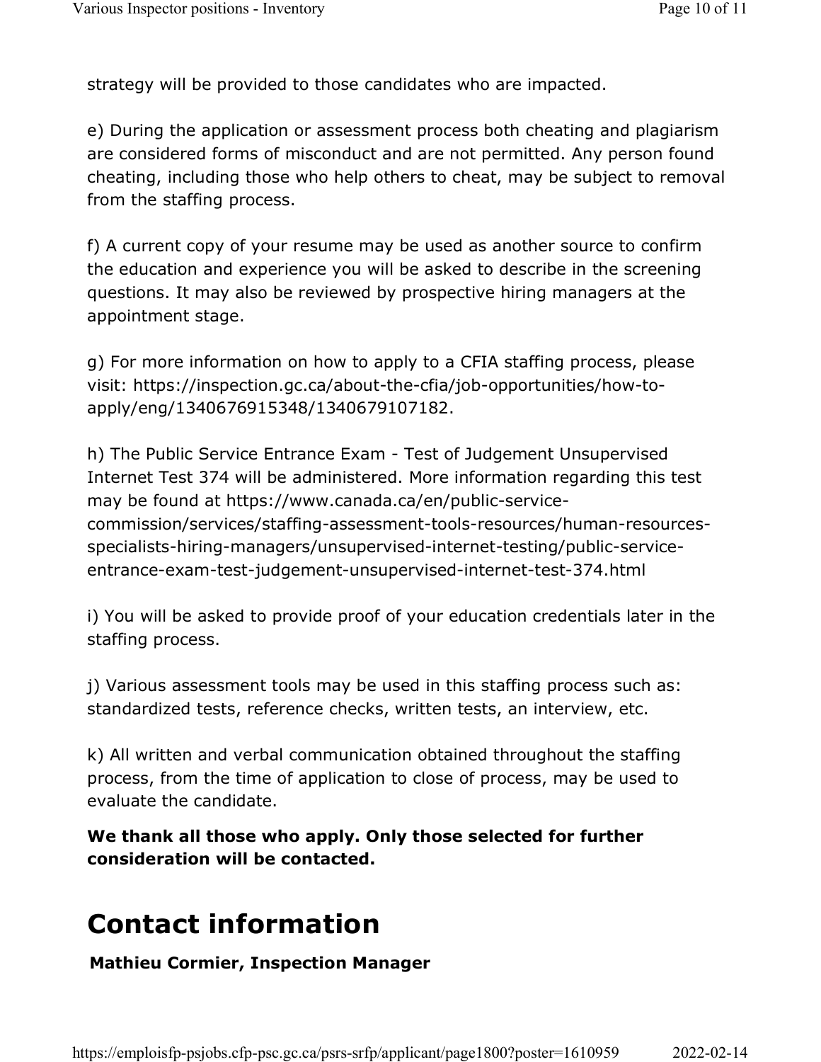strategy will be provided to those candidates who are impacted.

e) During the application or assessment process both cheating and plagiarism are considered forms of misconduct and are not permitted. Any person found cheating, including those who help others to cheat, may be subject to removal from the staffing process.

f) A current copy of your resume may be used as another source to confirm the education and experience you will be asked to describe in the screening questions. It may also be reviewed by prospective hiring managers at the appointment stage.

g) For more information on how to apply to a CFIA staffing process, please visit: https://inspection.gc.ca/about-the-cfia/job-opportunities/how-to-apply/eng/1340676915348/1340679107182.

h) The Public Service Entrance Exam - Test of Judgement Unsupervised Internet Test 374 will be administered. More information regarding this test may be found at https://www.canada.ca/en/public-service-commission/services/staffing-assessment-tools-resources/human-resources-specialists-hiring-managers/unsupervised-internet-testing/public-service-entrance-exam-test-judgement-unsupervised-internet-test-374.html

i) You will be asked to provide proof of your education credentials later in the staffing process.

j) Various assessment tools may be used in this staffing process such as: standardized tests, reference checks, written tests, an interview, etc.

k) All written and verbal communication obtained throughout the staffing process, from the time of application to close of process, may be used to evaluate the candidate.

**We thank all those who apply. Only those selected for further consideration will be contacted.**

# Contact information

**Mathieu Cormier, Inspection Manager**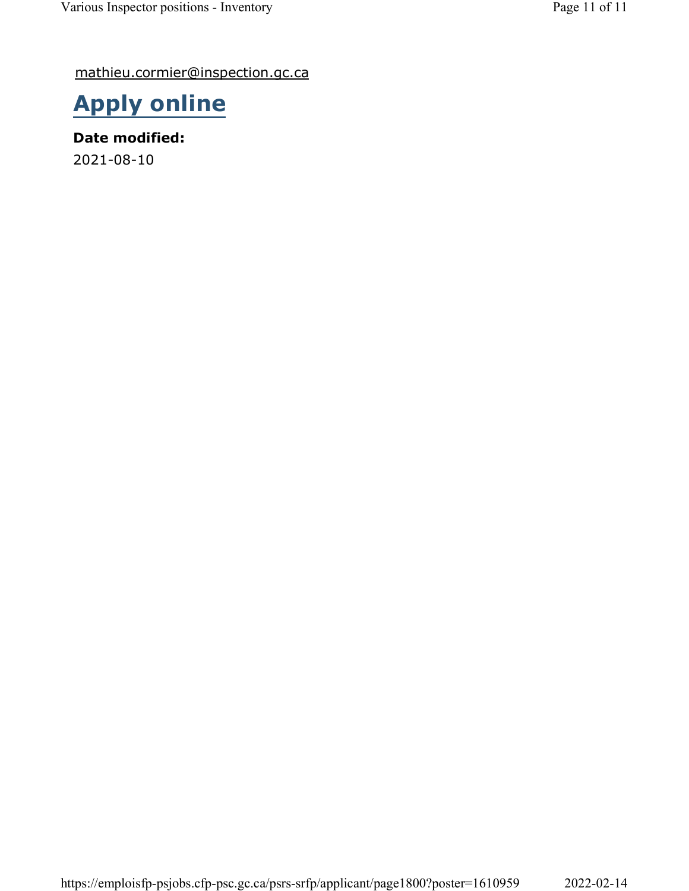mathieu.cormier@inspection.gc.ca

## Apply online

**Date modified:**

2021-08-10